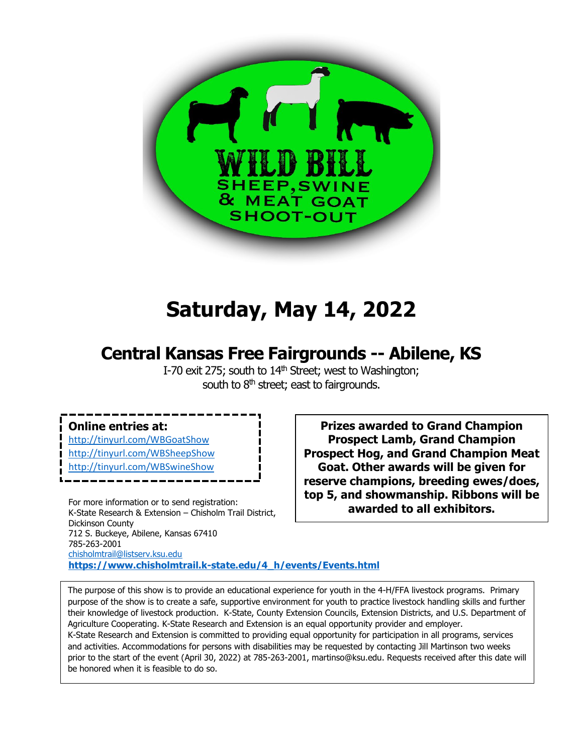# WILD BILL SHEEP, SWINE & MEAT GOAT SHOOT-OUT

# Saturday, May 14, 2022

## Central Kansas Free Fairgrounds -- Abilene, KS

I-70 exit 275; south to 14th Street; west to Washington;
south to 8th street; east to fairgrounds.

**Online entries at:**

http://tinyurl.com/WBGoatShow
http://tinyurl.com/WBSheepShow
http://tinyurl.com/WBSwineShow

**Prizes awarded to Grand Champion Prospect Lamb, Grand Champion Prospect Hog, and Grand Champion Meat Goat. Other awards will be given for reserve champions, breeding ewes/does, top 5, and showmanship. Ribbons will be awarded to all exhibitors.**

For more information or to send registration:
K-State Research & Extension – Chisholm Trail District, Dickinson County
712 S. Buckeye, Abilene, Kansas 67410
785-263-2001
chisholmtrail@listserv.ksu.edu
**https://www.chisholmtrail.k-state.edu/4_h/events/Events.html**

The purpose of this show is to provide an educational experience for youth in the 4-H/FFA livestock programs. Primary purpose of the show is to create a safe, supportive environment for youth to practice livestock handling skills and further their knowledge of livestock production. K-State, County Extension Councils, Extension Districts, and U.S. Department of Agriculture Cooperating. K-State Research and Extension is an equal opportunity provider and employer.
K-State Research and Extension is committed to providing equal opportunity for participation in all programs, services and activities. Accommodations for persons with disabilities may be requested by contacting Jill Martinson two weeks prior to the start of the event (April 30, 2022) at 785-263-2001, martinso@ksu.edu. Requests received after this date will be honored when it is feasible to do so.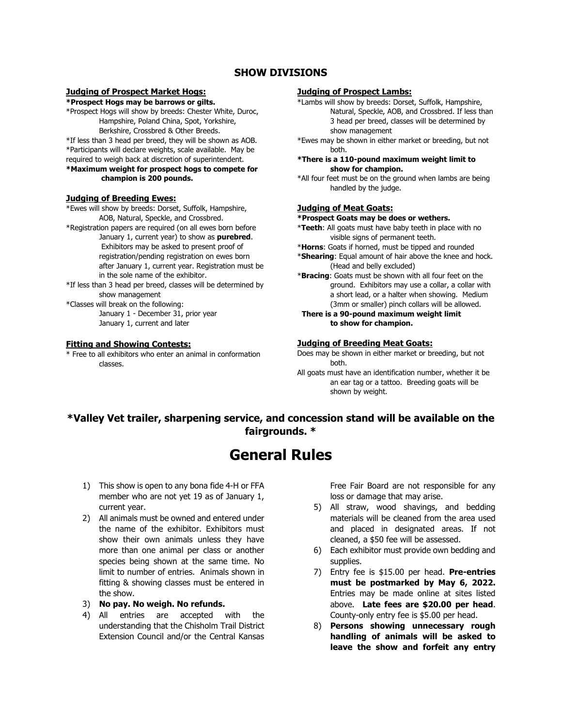## SHOW DIVISIONS

### Judging of Prospect Market Hogs:

**\*Prospect Hogs may be barrows or gilts.**

\*Prospect Hogs will show by breeds: Chester White, Duroc, Hampshire, Poland China, Spot, Yorkshire, Berkshire, Crossbred & Other Breeds.

\*If less than 3 head per breed, they will be shown as AOB.

\*Participants will declare weights, scale available. May be required to weigh back at discretion of superintendent.

**\*Maximum weight for prospect hogs to compete for champion is 200 pounds.**

### Judging of Breeding Ewes:

\*Ewes will show by breeds: Dorset, Suffolk, Hampshire, AOB, Natural, Speckle, and Crossbred.

\*Registration papers are required (on all ewes born before January 1, current year) to show as **purebred**. Exhibitors may be asked to present proof of registration/pending registration on ewes born after January 1, current year. Registration must be in the sole name of the exhibitor.

\*If less than 3 head per breed, classes will be determined by show management

\*Classes will break on the following:
January 1 - December 31, prior year
January 1, current and later

### Fitting and Showing Contests:

\* Free to all exhibitors who enter an animal in conformation classes.

### Judging of Prospect Lambs:

\*Lambs will show by breeds: Dorset, Suffolk, Hampshire, Natural, Speckle, AOB, and Crossbred. If less than 3 head per breed, classes will be determined by show management

\*Ewes may be shown in either market or breeding, but not both.

**\*There is a 110-pound maximum weight limit to show for champion.**

\*All four feet must be on the ground when lambs are being handled by the judge.

### Judging of Meat Goats:

**\*Prospect Goats may be does or wethers.**

\***Teeth**: All goats must have baby teeth in place with no visible signs of permanent teeth.

\***Horns**: Goats if horned, must be tipped and rounded

\***Shearing**: Equal amount of hair above the knee and hock. (Head and belly excluded)

\***Bracing**: Goats must be shown with all four feet on the ground. Exhibitors may use a collar, a collar with a short lead, or a halter when showing. Medium (3mm or smaller) pinch collars will be allowed.

**There is a 90-pound maximum weight limit to show for champion.**

### Judging of Breeding Meat Goats:

Does may be shown in either market or breeding, but not both.

All goats must have an identification number, whether it be an ear tag or a tattoo. Breeding goats will be shown by weight.

**\*Valley Vet trailer, sharpening service, and concession stand will be available on the fairgrounds. \***

# General Rules

1) This show is open to any bona fide 4-H or FFA member who are not yet 19 as of January 1, current year.
2) All animals must be owned and entered under the name of the exhibitor. Exhibitors must show their own animals unless they have more than one animal per class or another species being shown at the same time. No limit to number of entries. Animals shown in fitting & showing classes must be entered in the show.
3) **No pay. No weigh. No refunds.**
4) All entries are accepted with the understanding that the Chisholm Trail District Extension Council and/or the Central Kansas Free Fair Board are not responsible for any loss or damage that may arise.
5) All straw, wood shavings, and bedding materials will be cleaned from the area used and placed in designated areas. If not cleaned, a $50 fee will be assessed.
6) Each exhibitor must provide own bedding and supplies.
7) Entry fee is $15.00 per head. **Pre-entries must be postmarked by May 6, 2022.** Entries may be made online at sites listed above. **Late fees are $20.00 per head**. County-only entry fee is $5.00 per head.
8) **Persons showing unnecessary rough handling of animals will be asked to leave the show and forfeit any entry**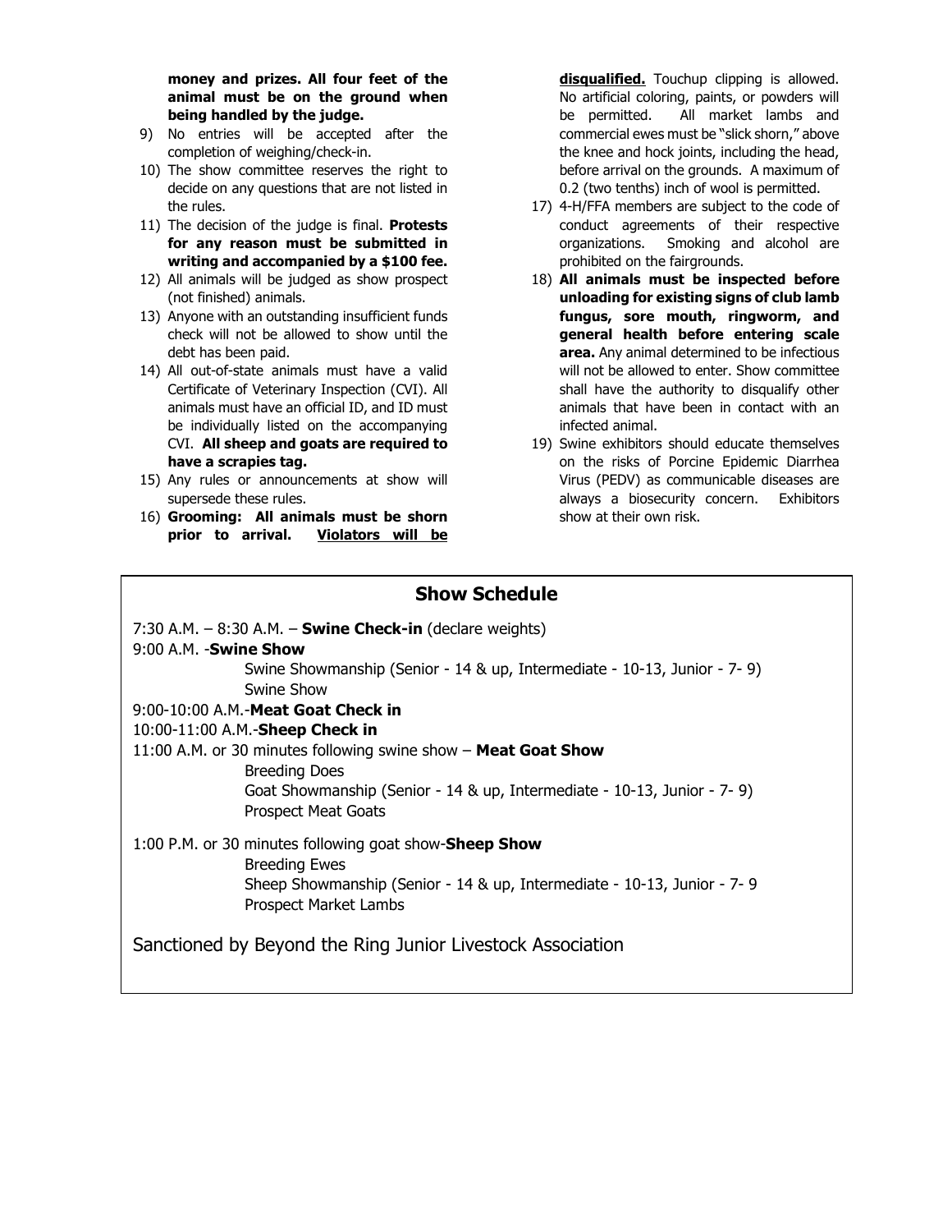**money and prizes. All four feet of the animal must be on the ground when being handled by the judge.**

9) No entries will be accepted after the completion of weighing/check-in.
10) The show committee reserves the right to decide on any questions that are not listed in the rules.
11) The decision of the judge is final. **Protests for any reason must be submitted in writing and accompanied by a $100 fee.**
12) All animals will be judged as show prospect (not finished) animals.
13) Anyone with an outstanding insufficient funds check will not be allowed to show until the debt has been paid.
14) All out-of-state animals must have a valid Certificate of Veterinary Inspection (CVI). All animals must have an official ID, and ID must be individually listed on the accompanying CVI. **All sheep and goats are required to have a scrapies tag.**
15) Any rules or announcements at show will supersede these rules.
16) **Grooming: All animals must be shorn prior to arrival. Violators will be disqualified.** Touchup clipping is allowed. No artificial coloring, paints, or powders will be permitted. All market lambs and commercial ewes must be "slick shorn," above the knee and hock joints, including the head, before arrival on the grounds. A maximum of 0.2 (two tenths) inch of wool is permitted.
17) 4-H/FFA members are subject to the code of conduct agreements of their respective organizations. Smoking and alcohol are prohibited on the fairgrounds.
18) **All animals must be inspected before unloading for existing signs of club lamb fungus, sore mouth, ringworm, and general health before entering scale area.** Any animal determined to be infectious will not be allowed to enter. Show committee shall have the authority to disqualify other animals that have been in contact with an infected animal.
19) Swine exhibitors should educate themselves on the risks of Porcine Epidemic Diarrhea Virus (PEDV) as communicable diseases are always a biosecurity concern. Exhibitors show at their own risk.

## Show Schedule

7:30 A.M. – 8:30 A.M. – **Swine Check-in** (declare weights)

9:00 A.M. -**Swine Show**
- Swine Showmanship (Senior - 14 & up, Intermediate - 10-13, Junior - 7- 9)
- Swine Show

9:00-10:00 A.M.-**Meat Goat Check in**

10:00-11:00 A.M.-**Sheep Check in**

11:00 A.M. or 30 minutes following swine show – **Meat Goat Show**
- Breeding Does
- Goat Showmanship (Senior - 14 & up, Intermediate - 10-13, Junior - 7- 9)
- Prospect Meat Goats

1:00 P.M. or 30 minutes following goat show-**Sheep Show**
- Breeding Ewes
- Sheep Showmanship (Senior - 14 & up, Intermediate - 10-13, Junior - 7- 9
- Prospect Market Lambs

Sanctioned by Beyond the Ring Junior Livestock Association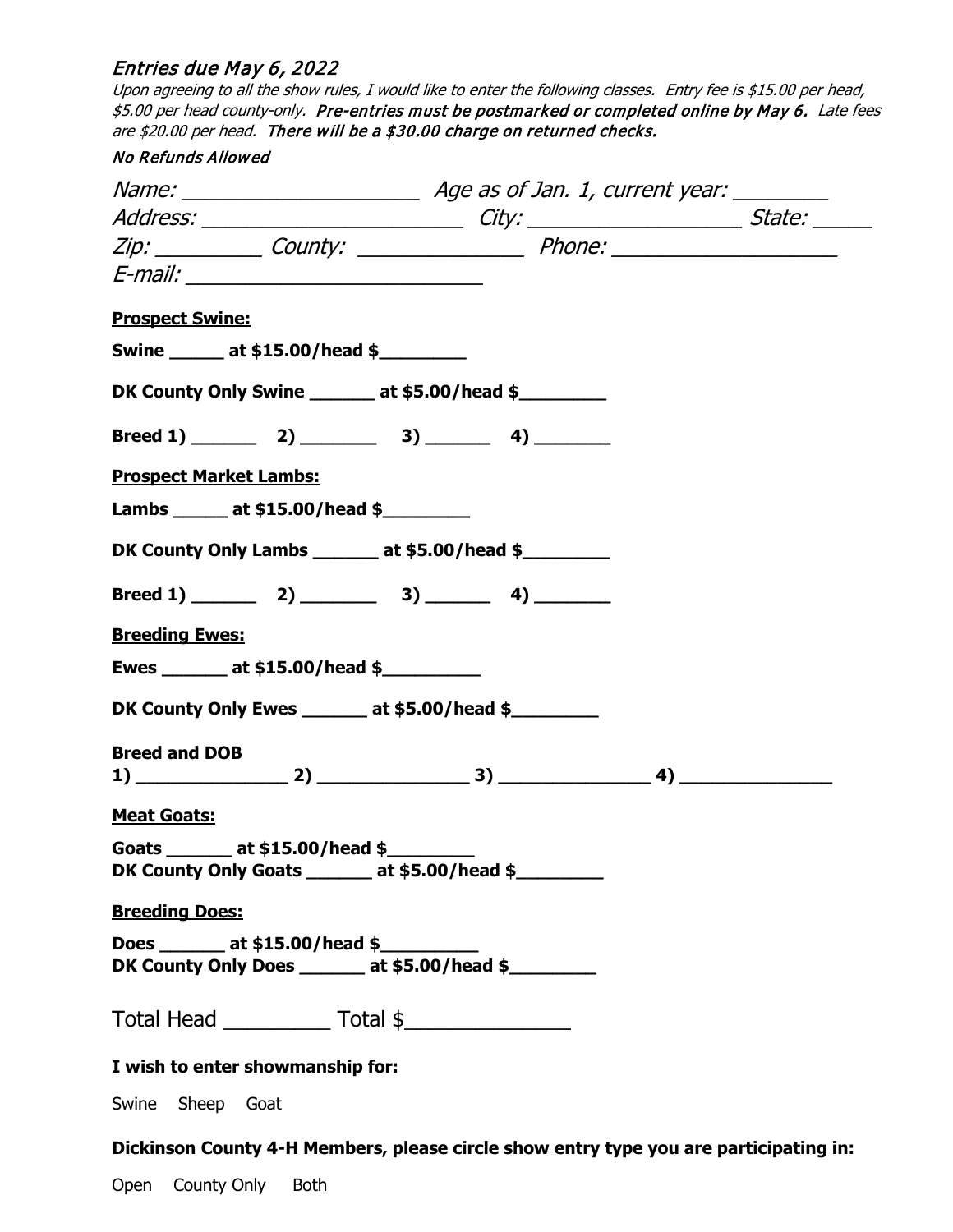*Entries due May 6, 2022*

*Upon agreeing to all the show rules, I would like to enter the following classes. Entry fee is $15.00 per head, $5.00 per head county-only.* ***Pre-entries must be postmarked or completed online by May 6.*** *Late fees are $20.00 per head.* ***There will be a $30.00 charge on returned checks.***

***No Refunds Allowed***

*Name: ____________________ Age as of Jan. 1, current year: ________*

*Address: ______________________ City: __________________ State: _____*

*Zip: _________ County: ______________ Phone: ___________________*

*E-mail: _________________________*

**Prospect Swine:**

**Swine _____ at $15.00/head $________**

**DK County Only Swine ______ at $5.00/head $________**

**Breed 1) ______ 2) _______ 3) ______ 4) _______**

**Prospect Market Lambs:**

**Lambs _____ at $15.00/head $________**

**DK County Only Lambs ______ at $5.00/head $________**

**Breed 1) ______ 2) _______ 3) ______ 4) _______**

**Breeding Ewes:**

**Ewes ______ at $15.00/head $_________**

**DK County Only Ewes ______ at $5.00/head $________**

**Breed and DOB**

**1) ______________ 2) ______________ 3) ______________ 4) ______________**

**Meat Goats:**

**Goats ______ at $15.00/head $________**

**DK County Only Goats ______ at $5.00/head $________**

**Breeding Does:**

**Does ______ at $15.00/head $_________**

**DK County Only Does ______ at $5.00/head $________**

Total Head _________ Total $______________

**I wish to enter showmanship for:**

Swine Sheep Goat

**Dickinson County 4-H Members, please circle show entry type you are participating in:**

Open County Only Both